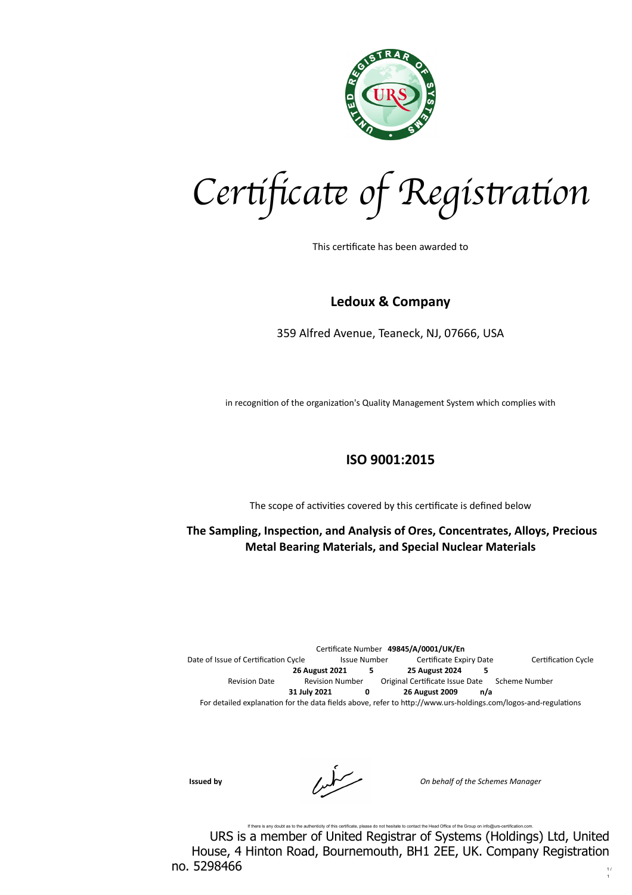# Certificate of Registration

This certificate has been awarded to

**Ledoux & Company**

359 Alfred Avenue, Teaneck, NJ, 07666, USA

in recognition of the organization's Quality Management System which complies with

## ISO 9001:2015

The scope of activities covered by this certificate is defined below

**The Sampling, Inspection, and Analysis of Ores, Concentrates, Alloys, Precious Metal Bearing Materials, and Special Nuclear Materials**

Certificate Number **49845/A/0001/UK/En**

| Date of Issue of Certification Cycle | Issue Number | Certificate Expiry Date | Certification Cycle |
|---|---|---|---|
| **26 August 2021** | **5** | **25 August 2024** | **5** |

| Revision Date | Revision Number | Original Certificate Issue Date | Scheme Number |
|---|---|---|---|
| **31 July 2021** | **0** | **26 August 2009** | **n/a** |

For detailed explanation for the data fields above, refer to http://www.urs-holdings.com/logos-and-regulations

**Issued by**

*On behalf of the Schemes Manager*

If there is any doubt as to the authenticity of this certificate, please do not hesitate to contact the Head Office of the Group on info@urs-certification.com.

URS is a member of United Registrar of Systems (Holdings) Ltd, United House, 4 Hinton Road, Bournemouth, BH1 2EE, UK. Company Registration no. 5298466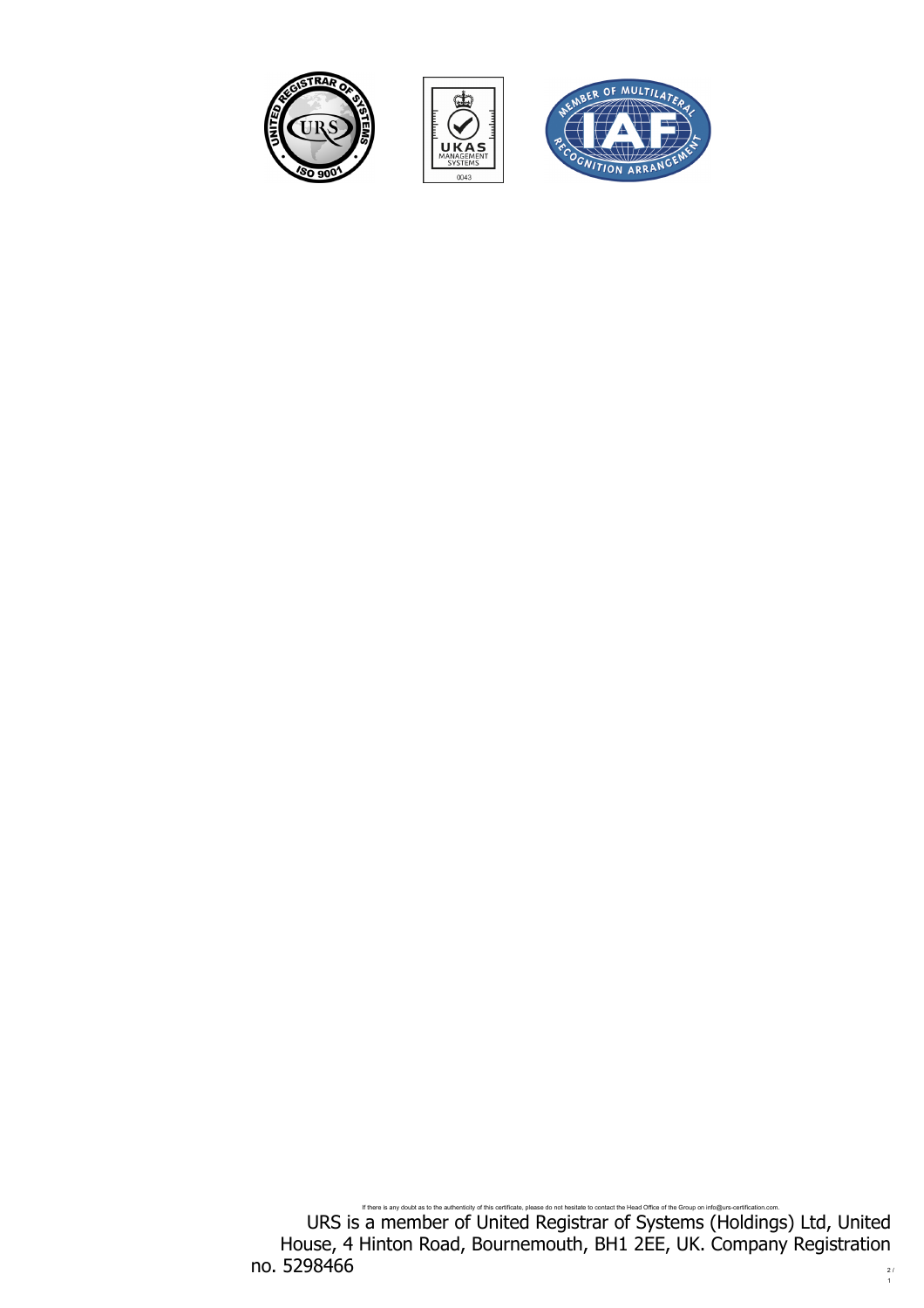If there is any doubt as to the authenticity of this certificate, please do not hesitate to contact the Head Office of the Group on info@urs-certification.com.

URS is a member of United Registrar of Systems (Holdings) Ltd, United House, 4 Hinton Road, Bournemouth, BH1 2EE, UK. Company Registration no. 5298466